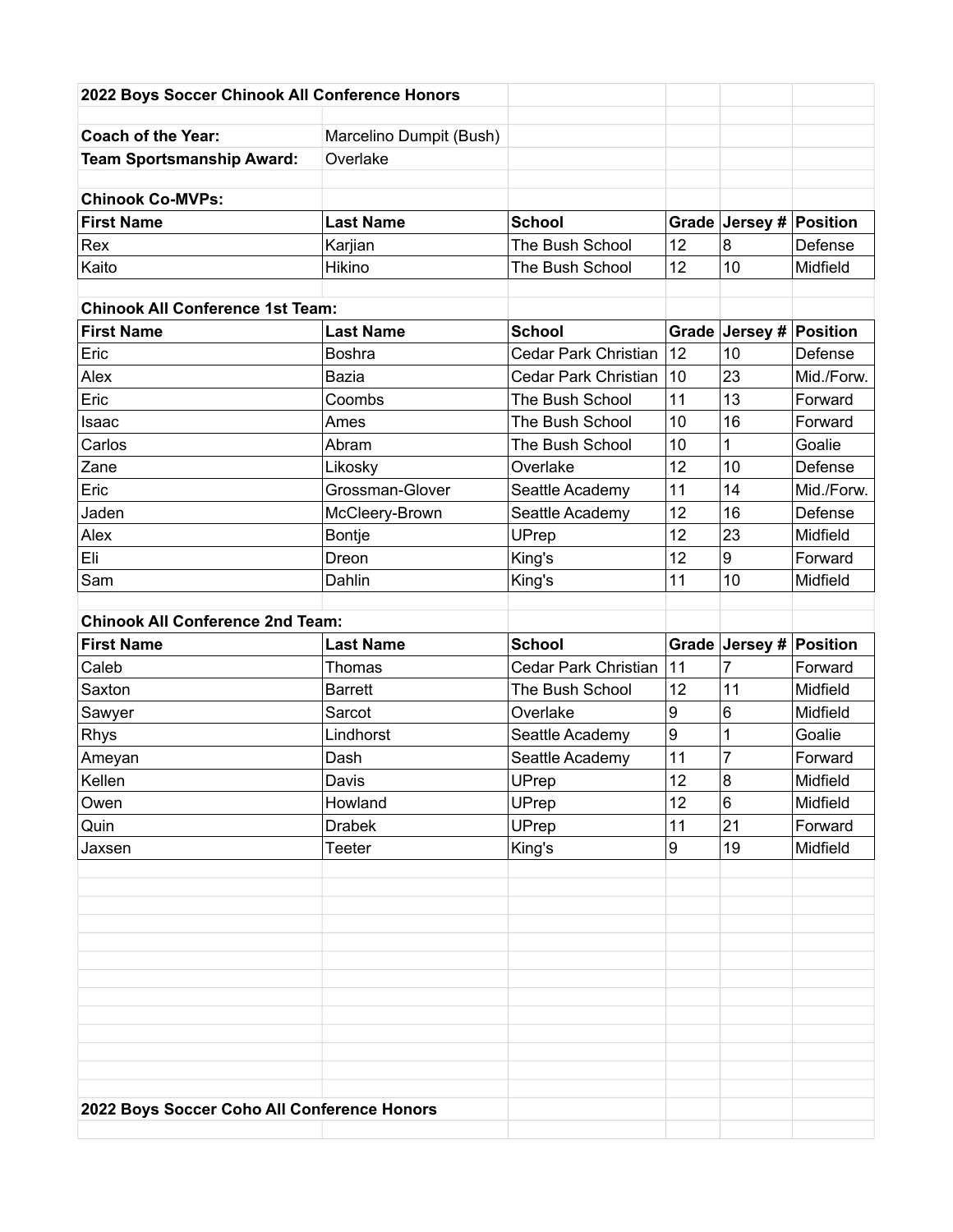# 2022 Boys Soccer Chinook All Conference Honors

**Coach of the Year:** Marcelino Dumpit (Bush)

**Team Sportsmanship Award:** Overlake

## Chinook Co-MVPs:

| First Name | Last Name | School | Grade | Jersey # | Position |
|---|---|---|---|---|---|
| Rex | Karjian | The Bush School | 12 | 8 | Defense |
| Kaito | Hikino | The Bush School | 12 | 10 | Midfield |

## Chinook All Conference 1st Team:

| First Name | Last Name | School | Grade | Jersey # | Position |
|---|---|---|---|---|---|
| Eric | Boshra | Cedar Park Christian | 12 | 10 | Defense |
| Alex | Bazia | Cedar Park Christian | 10 | 23 | Mid./Forw. |
| Eric | Coombs | The Bush School | 11 | 13 | Forward |
| Isaac | Ames | The Bush School | 10 | 16 | Forward |
| Carlos | Abram | The Bush School | 10 | 1 | Goalie |
| Zane | Likosky | Overlake | 12 | 10 | Defense |
| Eric | Grossman-Glover | Seattle Academy | 11 | 14 | Mid./Forw. |
| Jaden | McCleery-Brown | Seattle Academy | 12 | 16 | Defense |
| Alex | Bontje | UPrep | 12 | 23 | Midfield |
| Eli | Dreon | King's | 12 | 9 | Forward |
| Sam | Dahlin | King's | 11 | 10 | Midfield |

## Chinook All Conference 2nd Team:

| First Name | Last Name | School | Grade | Jersey # | Position |
|---|---|---|---|---|---|
| Caleb | Thomas | Cedar Park Christian | 11 | 7 | Forward |
| Saxton | Barrett | The Bush School | 12 | 11 | Midfield |
| Sawyer | Sarcot | Overlake | 9 | 6 | Midfield |
| Rhys | Lindhorst | Seattle Academy | 9 | 1 | Goalie |
| Ameyan | Dash | Seattle Academy | 11 | 7 | Forward |
| Kellen | Davis | UPrep | 12 | 8 | Midfield |
| Owen | Howland | UPrep | 12 | 6 | Midfield |
| Quin | Drabek | UPrep | 11 | 21 | Forward |
| Jaxsen | Teeter | King's | 9 | 19 | Midfield |

# 2022 Boys Soccer Coho All Conference Honors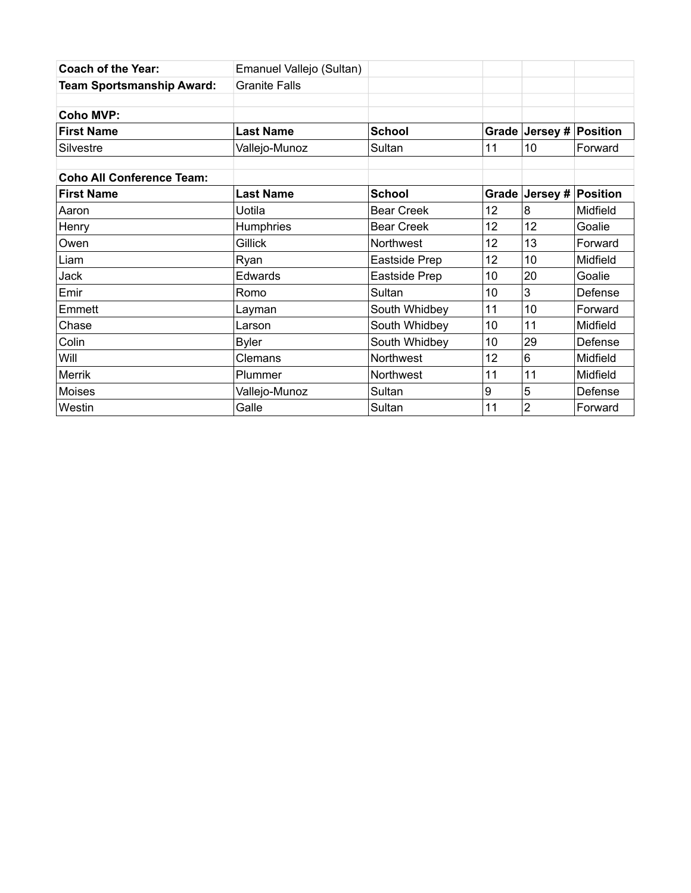| | |
|---|---|
| **Coach of the Year:** | Emanuel Vallejo (Sultan) |
| **Team Sportsmanship Award:** | Granite Falls |

**Coho MVP:**

| First Name | Last Name | School | Grade | Jersey # | Position |
|---|---|---|---|---|---|
| Silvestre | Vallejo-Munoz | Sultan | 11 | 10 | Forward |

**Coho All Conference Team:**

| First Name | Last Name | School | Grade | Jersey # | Position |
|---|---|---|---|---|---|
| Aaron | Uotila | Bear Creek | 12 | 8 | Midfield |
| Henry | Humphries | Bear Creek | 12 | 12 | Goalie |
| Owen | Gillick | Northwest | 12 | 13 | Forward |
| Liam | Ryan | Eastside Prep | 12 | 10 | Midfield |
| Jack | Edwards | Eastside Prep | 10 | 20 | Goalie |
| Emir | Romo | Sultan | 10 | 3 | Defense |
| Emmett | Layman | South Whidbey | 11 | 10 | Forward |
| Chase | Larson | South Whidbey | 10 | 11 | Midfield |
| Colin | Byler | South Whidbey | 10 | 29 | Defense |
| Will | Clemans | Northwest | 12 | 6 | Midfield |
| Merrik | Plummer | Northwest | 11 | 11 | Midfield |
| Moises | Vallejo-Munoz | Sultan | 9 | 5 | Defense |
| Westin | Galle | Sultan | 11 | 2 | Forward |